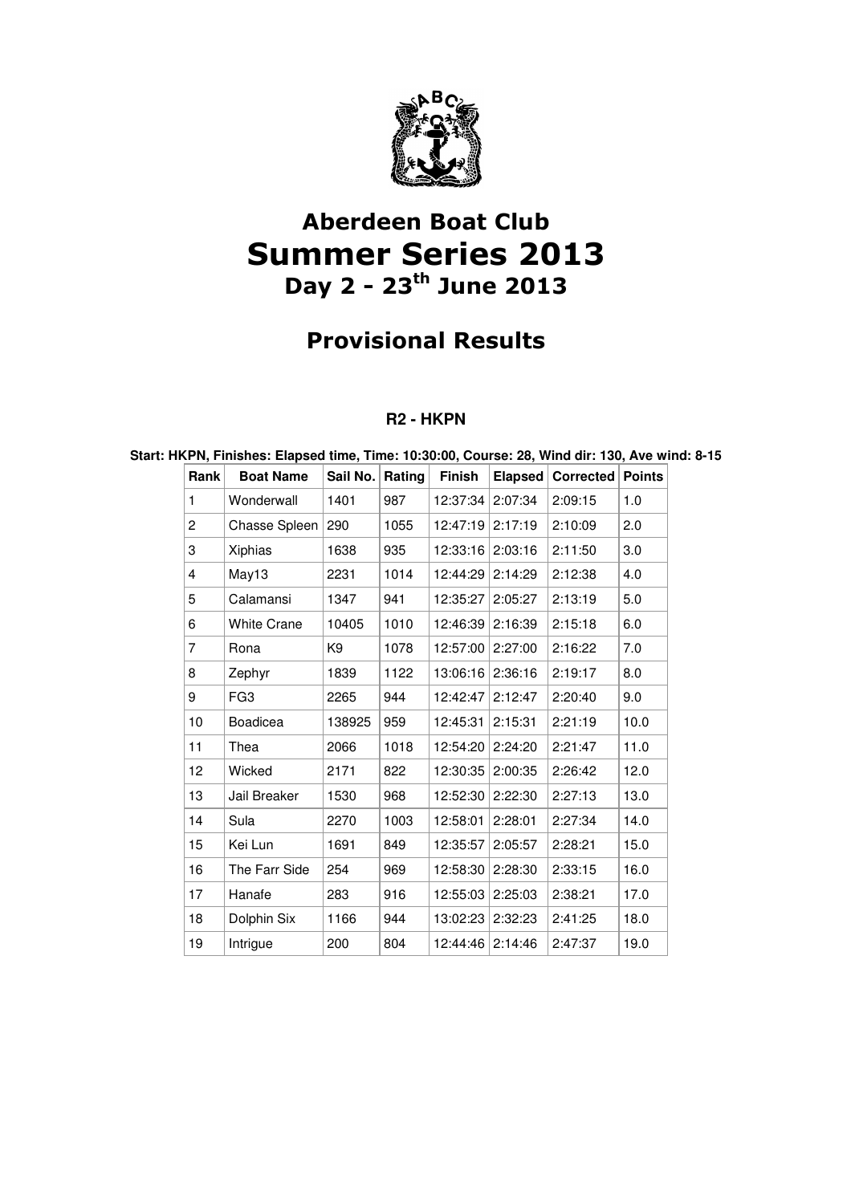# Aberdeen Boat Club
# Summer Series 2013
## Day 2 - 23th June 2013

## Provisional Results

### R2 - HKPN

**Start: HKPN, Finishes: Elapsed time, Time: 10:30:00, Course: 28, Wind dir: 130, Ave wind: 8-15**

| Rank | Boat Name | Sail No. | Rating | Finish | Elapsed | Corrected | Points |
|---|---|---|---|---|---|---|---|
| 1 | Wonderwall | 1401 | 987 | 12:37:34 | 2:07:34 | 2:09:15 | 1.0 |
| 2 | Chasse Spleen | 290 | 1055 | 12:47:19 | 2:17:19 | 2:10:09 | 2.0 |
| 3 | Xiphias | 1638 | 935 | 12:33:16 | 2:03:16 | 2:11:50 | 3.0 |
| 4 | May13 | 2231 | 1014 | 12:44:29 | 2:14:29 | 2:12:38 | 4.0 |
| 5 | Calamansi | 1347 | 941 | 12:35:27 | 2:05:27 | 2:13:19 | 5.0 |
| 6 | White Crane | 10405 | 1010 | 12:46:39 | 2:16:39 | 2:15:18 | 6.0 |
| 7 | Rona | K9 | 1078 | 12:57:00 | 2:27:00 | 2:16:22 | 7.0 |
| 8 | Zephyr | 1839 | 1122 | 13:06:16 | 2:36:16 | 2:19:17 | 8.0 |
| 9 | FG3 | 2265 | 944 | 12:42:47 | 2:12:47 | 2:20:40 | 9.0 |
| 10 | Boadicea | 138925 | 959 | 12:45:31 | 2:15:31 | 2:21:19 | 10.0 |
| 11 | Thea | 2066 | 1018 | 12:54:20 | 2:24:20 | 2:21:47 | 11.0 |
| 12 | Wicked | 2171 | 822 | 12:30:35 | 2:00:35 | 2:26:42 | 12.0 |
| 13 | Jail Breaker | 1530 | 968 | 12:52:30 | 2:22:30 | 2:27:13 | 13.0 |
| 14 | Sula | 2270 | 1003 | 12:58:01 | 2:28:01 | 2:27:34 | 14.0 |
| 15 | Kei Lun | 1691 | 849 | 12:35:57 | 2:05:57 | 2:28:21 | 15.0 |
| 16 | The Farr Side | 254 | 969 | 12:58:30 | 2:28:30 | 2:33:15 | 16.0 |
| 17 | Hanafe | 283 | 916 | 12:55:03 | 2:25:03 | 2:38:21 | 17.0 |
| 18 | Dolphin Six | 1166 | 944 | 13:02:23 | 2:32:23 | 2:41:25 | 18.0 |
| 19 | Intrigue | 200 | 804 | 12:44:46 | 2:14:46 | 2:47:37 | 19.0 |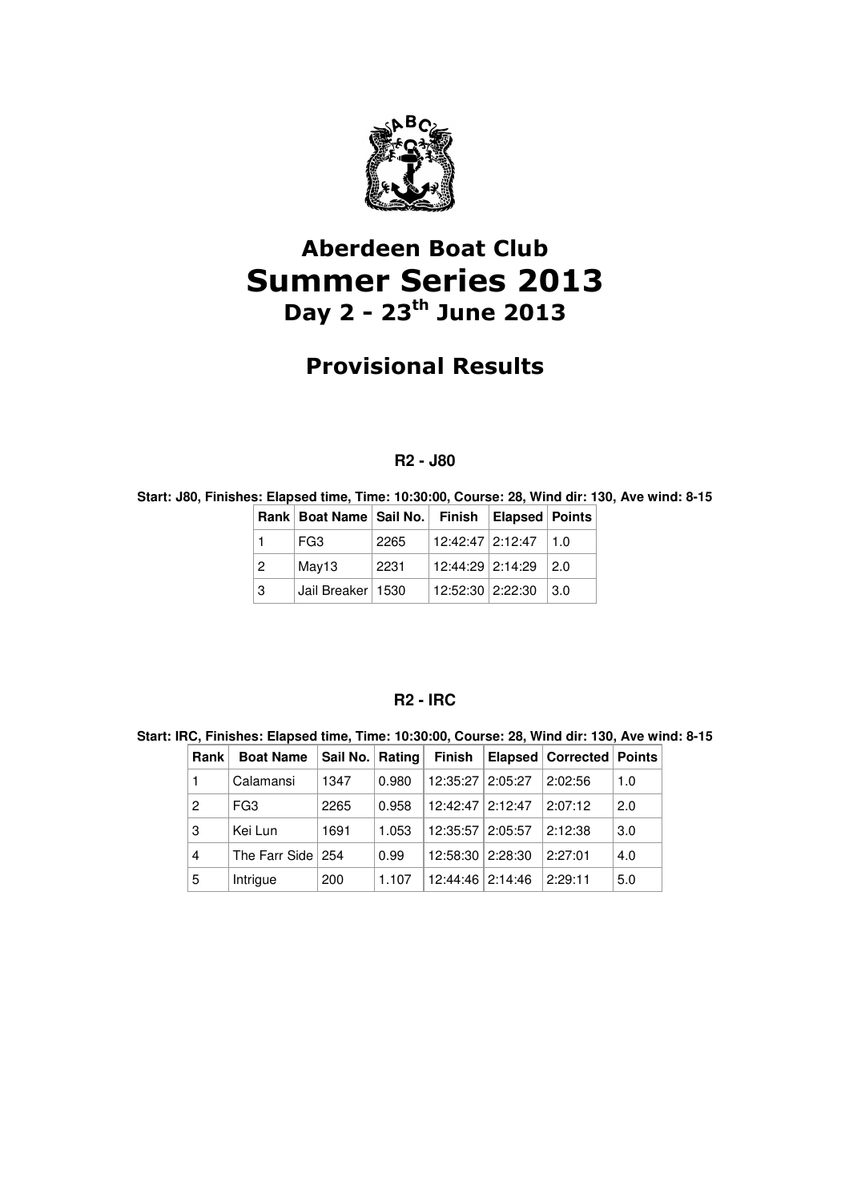# Aberdeen Boat Club

# Summer Series 2013

## Day 2 - 23th June 2013

## Provisional Results

### R2 - J80

**Start: J80, Finishes: Elapsed time, Time: 10:30:00, Course: 28, Wind dir: 130, Ave wind: 8-15**

| Rank | Boat Name | Sail No. | Finish | Elapsed | Points |
|---|---|---|---|---|---|
| 1 | FG3 | 2265 | 12:42:47 | 2:12:47 | 1.0 |
| 2 | May13 | 2231 | 12:44:29 | 2:14:29 | 2.0 |
| 3 | Jail Breaker | 1530 | 12:52:30 | 2:22:30 | 3.0 |

### R2 - IRC

**Start: IRC, Finishes: Elapsed time, Time: 10:30:00, Course: 28, Wind dir: 130, Ave wind: 8-15**

| Rank | Boat Name | Sail No. | Rating | Finish | Elapsed | Corrected | Points |
|---|---|---|---|---|---|---|---|
| 1 | Calamansi | 1347 | 0.980 | 12:35:27 | 2:05:27 | 2:02:56 | 1.0 |
| 2 | FG3 | 2265 | 0.958 | 12:42:47 | 2:12:47 | 2:07:12 | 2.0 |
| 3 | Kei Lun | 1691 | 1.053 | 12:35:57 | 2:05:57 | 2:12:38 | 3.0 |
| 4 | The Farr Side | 254 | 0.99 | 12:58:30 | 2:28:30 | 2:27:01 | 4.0 |
| 5 | Intrigue | 200 | 1.107 | 12:44:46 | 2:14:46 | 2:29:11 | 5.0 |